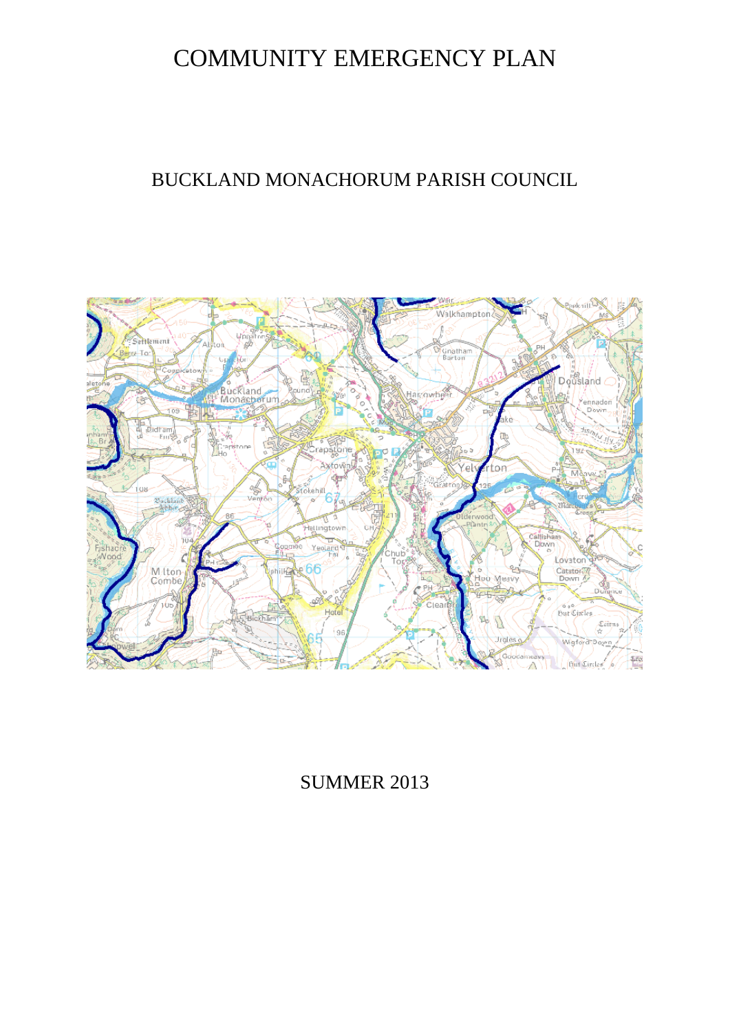# COMMUNITY EMERGENCY PLAN

## BUCKLAND MONACHORUM PARISH COUNCIL

SUMMER 2013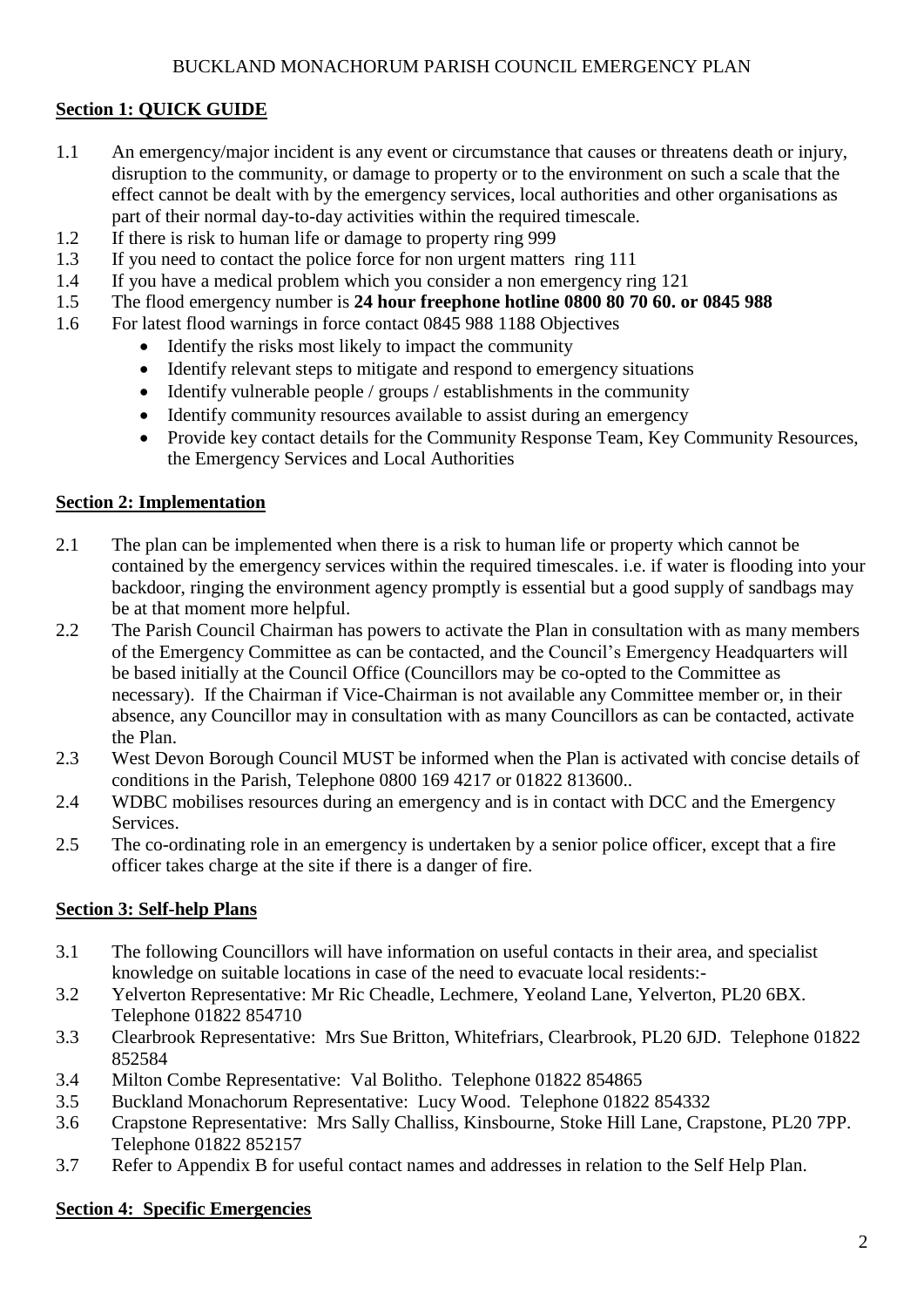BUCKLAND MONACHORUM PARISH COUNCIL EMERGENCY PLAN

## Section 1: QUICK GUIDE

1.1 An emergency/major incident is any event or circumstance that causes or threatens death or injury, disruption to the community, or damage to property or to the environment on such a scale that the effect cannot be dealt with by the emergency services, local authorities and other organisations as part of their normal day-to-day activities within the required timescale.

1.2 If there is risk to human life or damage to property ring 999

1.3 If you need to contact the police force for non urgent matters ring 111

1.4 If you have a medical problem which you consider a non emergency ring 121

1.5 The flood emergency number is **24 hour freephone hotline 0800 80 70 60. or 0845 988**

1.6 For latest flood warnings in force contact 0845 988 1188 Objectives

- Identify the risks most likely to impact the community
- Identify relevant steps to mitigate and respond to emergency situations
- Identify vulnerable people / groups / establishments in the community
- Identify community resources available to assist during an emergency
- Provide key contact details for the Community Response Team, Key Community Resources, the Emergency Services and Local Authorities

## Section 2: Implementation

2.1 The plan can be implemented when there is a risk to human life or property which cannot be contained by the emergency services within the required timescales. i.e. if water is flooding into your backdoor, ringing the environment agency promptly is essential but a good supply of sandbags may be at that moment more helpful.

2.2 The Parish Council Chairman has powers to activate the Plan in consultation with as many members of the Emergency Committee as can be contacted, and the Council's Emergency Headquarters will be based initially at the Council Office (Councillors may be co-opted to the Committee as necessary). If the Chairman if Vice-Chairman is not available any Committee member or, in their absence, any Councillor may in consultation with as many Councillors as can be contacted, activate the Plan.

2.3 West Devon Borough Council MUST be informed when the Plan is activated with concise details of conditions in the Parish, Telephone 0800 169 4217 or 01822 813600..

2.4 WDBC mobilises resources during an emergency and is in contact with DCC and the Emergency Services.

2.5 The co-ordinating role in an emergency is undertaken by a senior police officer, except that a fire officer takes charge at the site if there is a danger of fire.

## Section 3: Self-help Plans

3.1 The following Councillors will have information on useful contacts in their area, and specialist knowledge on suitable locations in case of the need to evacuate local residents:-

3.2 Yelverton Representative: Mr Ric Cheadle, Lechmere, Yeoland Lane, Yelverton, PL20 6BX. Telephone 01822 854710

3.3 Clearbrook Representative: Mrs Sue Britton, Whitefriars, Clearbrook, PL20 6JD. Telephone 01822 852584

3.4 Milton Combe Representative: Val Bolitho. Telephone 01822 854865

3.5 Buckland Monachorum Representative: Lucy Wood. Telephone 01822 854332

3.6 Crapstone Representative: Mrs Sally Challiss, Kinsbourne, Stoke Hill Lane, Crapstone, PL20 7PP. Telephone 01822 852157

3.7 Refer to Appendix B for useful contact names and addresses in relation to the Self Help Plan.

## Section 4: Specific Emergencies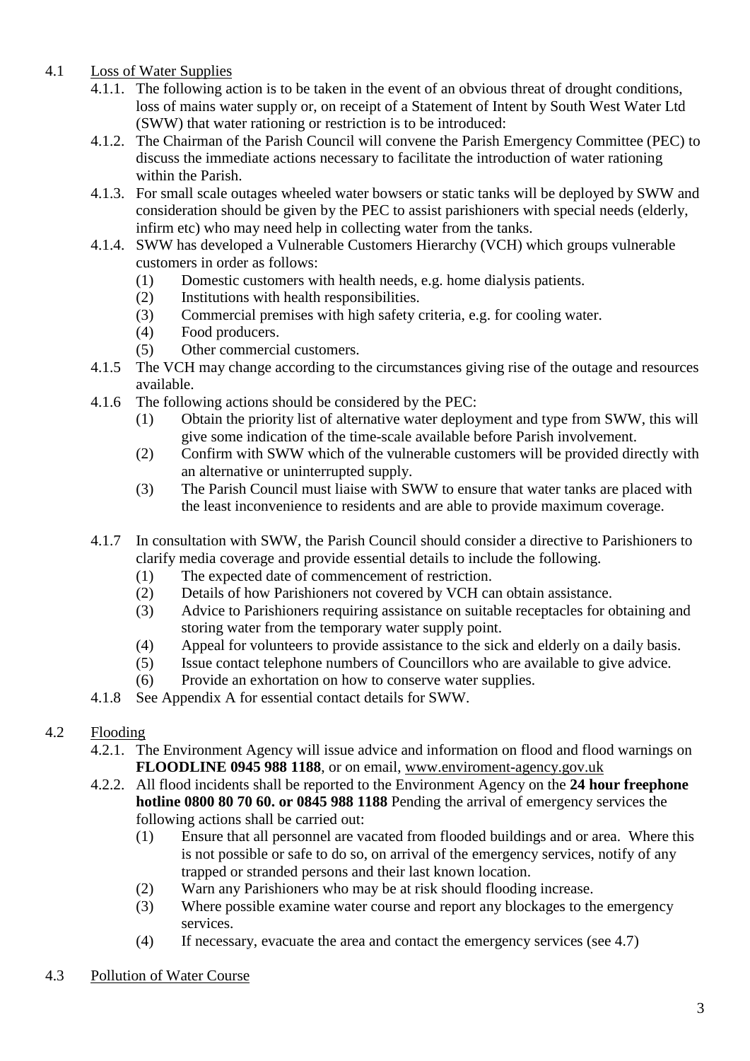## 4.1 Loss of Water Supplies

4.1.1. The following action is to be taken in the event of an obvious threat of drought conditions, loss of mains water supply or, on receipt of a Statement of Intent by South West Water Ltd (SWW) that water rationing or restriction is to be introduced:

4.1.2. The Chairman of the Parish Council will convene the Parish Emergency Committee (PEC) to discuss the immediate actions necessary to facilitate the introduction of water rationing within the Parish.

4.1.3. For small scale outages wheeled water bowsers or static tanks will be deployed by SWW and consideration should be given by the PEC to assist parishioners with special needs (elderly, infirm etc) who may need help in collecting water from the tanks.

4.1.4. SWW has developed a Vulnerable Customers Hierarchy (VCH) which groups vulnerable customers in order as follows:

(1) Domestic customers with health needs, e.g. home dialysis patients.
(2) Institutions with health responsibilities.
(3) Commercial premises with high safety criteria, e.g. for cooling water.
(4) Food producers.
(5) Other commercial customers.

4.1.5 The VCH may change according to the circumstances giving rise of the outage and resources available.

4.1.6 The following actions should be considered by the PEC:

(1) Obtain the priority list of alternative water deployment and type from SWW, this will give some indication of the time-scale available before Parish involvement.
(2) Confirm with SWW which of the vulnerable customers will be provided directly with an alternative or uninterrupted supply.
(3) The Parish Council must liaise with SWW to ensure that water tanks are placed with the least inconvenience to residents and are able to provide maximum coverage.

4.1.7 In consultation with SWW, the Parish Council should consider a directive to Parishioners to clarify media coverage and provide essential details to include the following.

(1) The expected date of commencement of restriction.
(2) Details of how Parishioners not covered by VCH can obtain assistance.
(3) Advice to Parishioners requiring assistance on suitable receptacles for obtaining and storing water from the temporary water supply point.
(4) Appeal for volunteers to provide assistance to the sick and elderly on a daily basis.
(5) Issue contact telephone numbers of Councillors who are available to give advice.
(6) Provide an exhortation on how to conserve water supplies.

4.1.8 See Appendix A for essential contact details for SWW.

## 4.2 Flooding

4.2.1. The Environment Agency will issue advice and information on flood and flood warnings on **FLOODLINE 0945 988 1188**, or on email, www.enviroment-agency.gov.uk

4.2.2. All flood incidents shall be reported to the Environment Agency on the **24 hour freephone hotline 0800 80 70 60. or 0845 988 1188** Pending the arrival of emergency services the following actions shall be carried out:

(1) Ensure that all personnel are vacated from flooded buildings and or area. Where this is not possible or safe to do so, on arrival of the emergency services, notify of any trapped or stranded persons and their last known location.
(2) Warn any Parishioners who may be at risk should flooding increase.
(3) Where possible examine water course and report any blockages to the emergency services.
(4) If necessary, evacuate the area and contact the emergency services (see 4.7)

## 4.3 Pollution of Water Course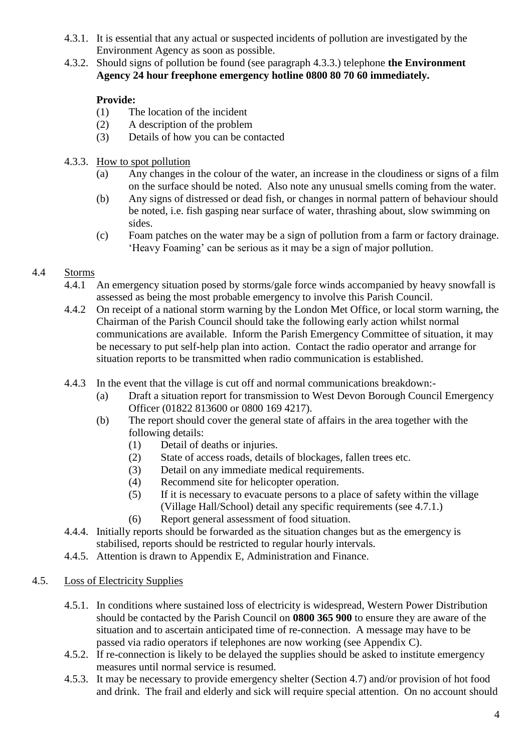4.3.1. It is essential that any actual or suspected incidents of pollution are investigated by the Environment Agency as soon as possible.

4.3.2. Should signs of pollution be found (see paragraph 4.3.3.) telephone **the Environment Agency 24 hour freephone emergency hotline 0800 80 70 60 immediately.**

**Provide:**

(1) The location of the incident
(2) A description of the problem
(3) Details of how you can be contacted

4.3.3. How to spot pollution

(a) Any changes in the colour of the water, an increase in the cloudiness or signs of a film on the surface should be noted. Also note any unusual smells coming from the water.
(b) Any signs of distressed or dead fish, or changes in normal pattern of behaviour should be noted, i.e. fish gasping near surface of water, thrashing about, slow swimming on sides.
(c) Foam patches on the water may be a sign of pollution from a farm or factory drainage. 'Heavy Foaming' can be serious as it may be a sign of major pollution.

## 4.4 Storms

4.4.1 An emergency situation posed by storms/gale force winds accompanied by heavy snowfall is assessed as being the most probable emergency to involve this Parish Council.

4.4.2 On receipt of a national storm warning by the London Met Office, or local storm warning, the Chairman of the Parish Council should take the following early action whilst normal communications are available. Inform the Parish Emergency Committee of situation, it may be necessary to put self-help plan into action. Contact the radio operator and arrange for situation reports to be transmitted when radio communication is established.

4.4.3 In the event that the village is cut off and normal communications breakdown:-

(a) Draft a situation report for transmission to West Devon Borough Council Emergency Officer (01822 813600 or 0800 169 4217).
(b) The report should cover the general state of affairs in the area together with the following details:
  (1) Detail of deaths or injuries.
  (2) State of access roads, details of blockages, fallen trees etc.
  (3) Detail on any immediate medical requirements.
  (4) Recommend site for helicopter operation.
  (5) If it is necessary to evacuate persons to a place of safety within the village (Village Hall/School) detail any specific requirements (see 4.7.1.)
  (6) Report general assessment of food situation.

4.4.4. Initially reports should be forwarded as the situation changes but as the emergency is stabilised, reports should be restricted to regular hourly intervals.

4.4.5. Attention is drawn to Appendix E, Administration and Finance.

## 4.5. Loss of Electricity Supplies

4.5.1. In conditions where sustained loss of electricity is widespread, Western Power Distribution should be contacted by the Parish Council on **0800 365 900** to ensure they are aware of the situation and to ascertain anticipated time of re-connection. A message may have to be passed via radio operators if telephones are now working (see Appendix C).

4.5.2. If re-connection is likely to be delayed the supplies should be asked to institute emergency measures until normal service is resumed.

4.5.3. It may be necessary to provide emergency shelter (Section 4.7) and/or provision of hot food and drink. The frail and elderly and sick will require special attention. On no account should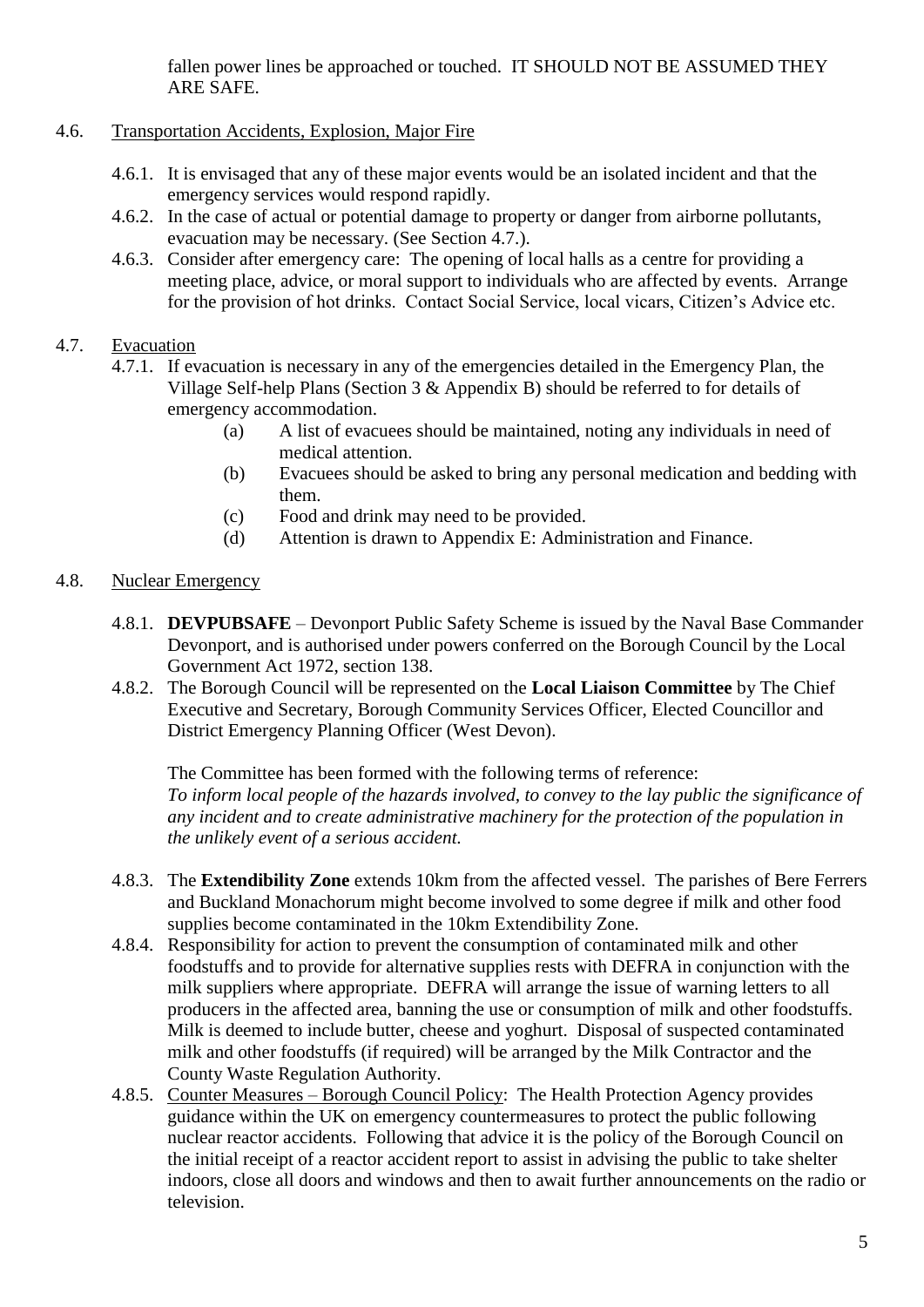fallen power lines be approached or touched. IT SHOULD NOT BE ASSUMED THEY ARE SAFE.

4.6. Transportation Accidents, Explosion, Major Fire

4.6.1. It is envisaged that any of these major events would be an isolated incident and that the emergency services would respond rapidly.

4.6.2. In the case of actual or potential damage to property or danger from airborne pollutants, evacuation may be necessary. (See Section 4.7.).

4.6.3. Consider after emergency care: The opening of local halls as a centre for providing a meeting place, advice, or moral support to individuals who are affected by events. Arrange for the provision of hot drinks. Contact Social Service, local vicars, Citizen's Advice etc.

4.7. Evacuation

4.7.1. If evacuation is necessary in any of the emergencies detailed in the Emergency Plan, the Village Self-help Plans (Section 3 & Appendix B) should be referred to for details of emergency accommodation.

- (a) A list of evacuees should be maintained, noting any individuals in need of medical attention.
- (b) Evacuees should be asked to bring any personal medication and bedding with them.
- (c) Food and drink may need to be provided.
- (d) Attention is drawn to Appendix E: Administration and Finance.

4.8. Nuclear Emergency

4.8.1. **DEVPUBSAFE** – Devonport Public Safety Scheme is issued by the Naval Base Commander Devonport, and is authorised under powers conferred on the Borough Council by the Local Government Act 1972, section 138.

4.8.2. The Borough Council will be represented on the **Local Liaison Committee** by The Chief Executive and Secretary, Borough Community Services Officer, Elected Councillor and District Emergency Planning Officer (West Devon).

The Committee has been formed with the following terms of reference:
*To inform local people of the hazards involved, to convey to the lay public the significance of any incident and to create administrative machinery for the protection of the population in the unlikely event of a serious accident.*

4.8.3. The **Extendibility Zone** extends 10km from the affected vessel. The parishes of Bere Ferrers and Buckland Monachorum might become involved to some degree if milk and other food supplies become contaminated in the 10km Extendibility Zone.

4.8.4. Responsibility for action to prevent the consumption of contaminated milk and other foodstuffs and to provide for alternative supplies rests with DEFRA in conjunction with the milk suppliers where appropriate. DEFRA will arrange the issue of warning letters to all producers in the affected area, banning the use or consumption of milk and other foodstuffs. Milk is deemed to include butter, cheese and yoghurt. Disposal of suspected contaminated milk and other foodstuffs (if required) will be arranged by the Milk Contractor and the County Waste Regulation Authority.

4.8.5. Counter Measures – Borough Council Policy: The Health Protection Agency provides guidance within the UK on emergency countermeasures to protect the public following nuclear reactor accidents. Following that advice it is the policy of the Borough Council on the initial receipt of a reactor accident report to assist in advising the public to take shelter indoors, close all doors and windows and then to await further announcements on the radio or television.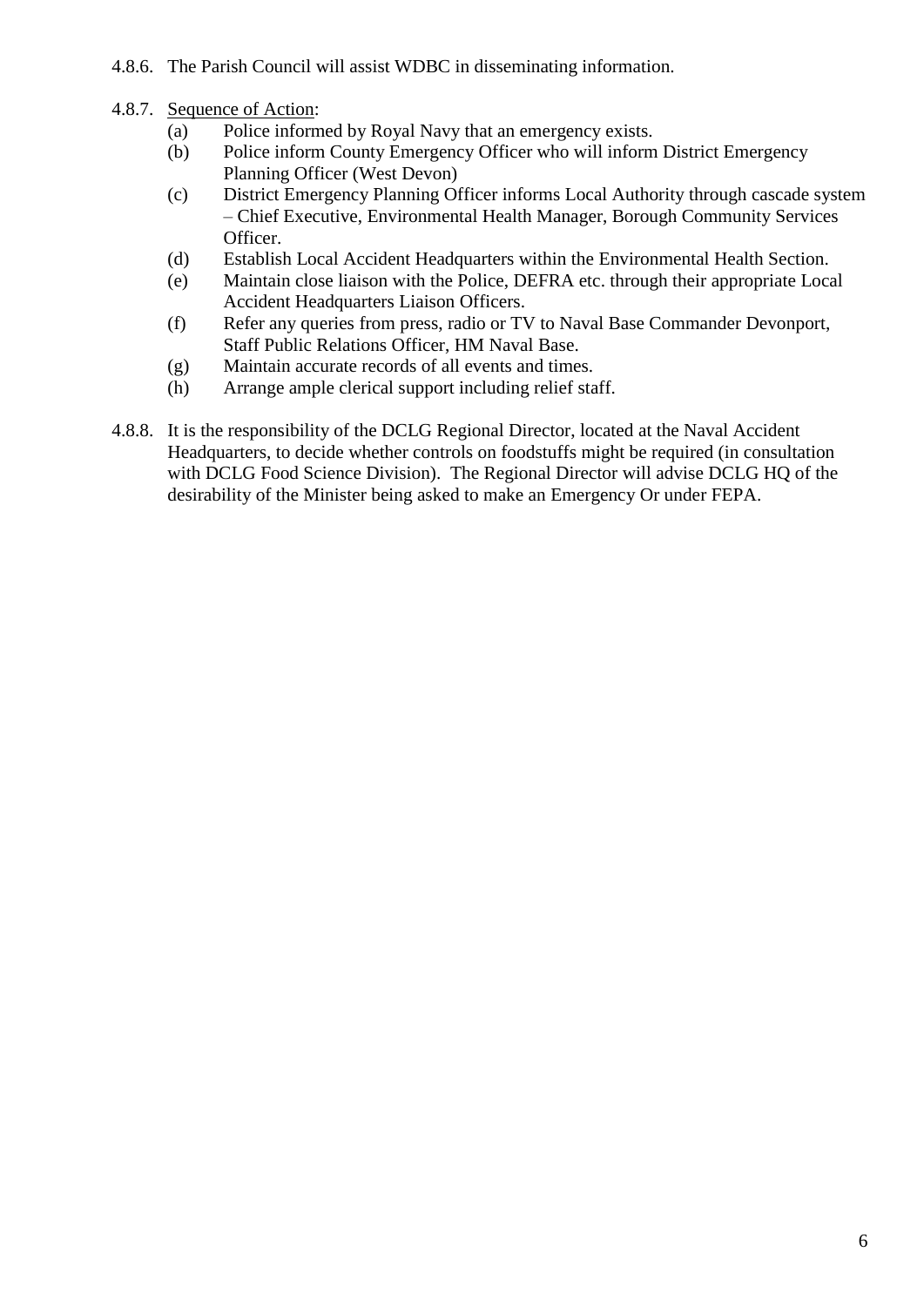4.8.6. The Parish Council will assist WDBC in disseminating information.

4.8.7. <u>Sequence of Action</u>:

- (a) Police informed by Royal Navy that an emergency exists.
- (b) Police inform County Emergency Officer who will inform District Emergency Planning Officer (West Devon)
- (c) District Emergency Planning Officer informs Local Authority through cascade system – Chief Executive, Environmental Health Manager, Borough Community Services Officer.
- (d) Establish Local Accident Headquarters within the Environmental Health Section.
- (e) Maintain close liaison with the Police, DEFRA etc. through their appropriate Local Accident Headquarters Liaison Officers.
- (f) Refer any queries from press, radio or TV to Naval Base Commander Devonport, Staff Public Relations Officer, HM Naval Base.
- (g) Maintain accurate records of all events and times.
- (h) Arrange ample clerical support including relief staff.

4.8.8. It is the responsibility of the DCLG Regional Director, located at the Naval Accident Headquarters, to decide whether controls on foodstuffs might be required (in consultation with DCLG Food Science Division). The Regional Director will advise DCLG HQ of the desirability of the Minister being asked to make an Emergency Or under FEPA.